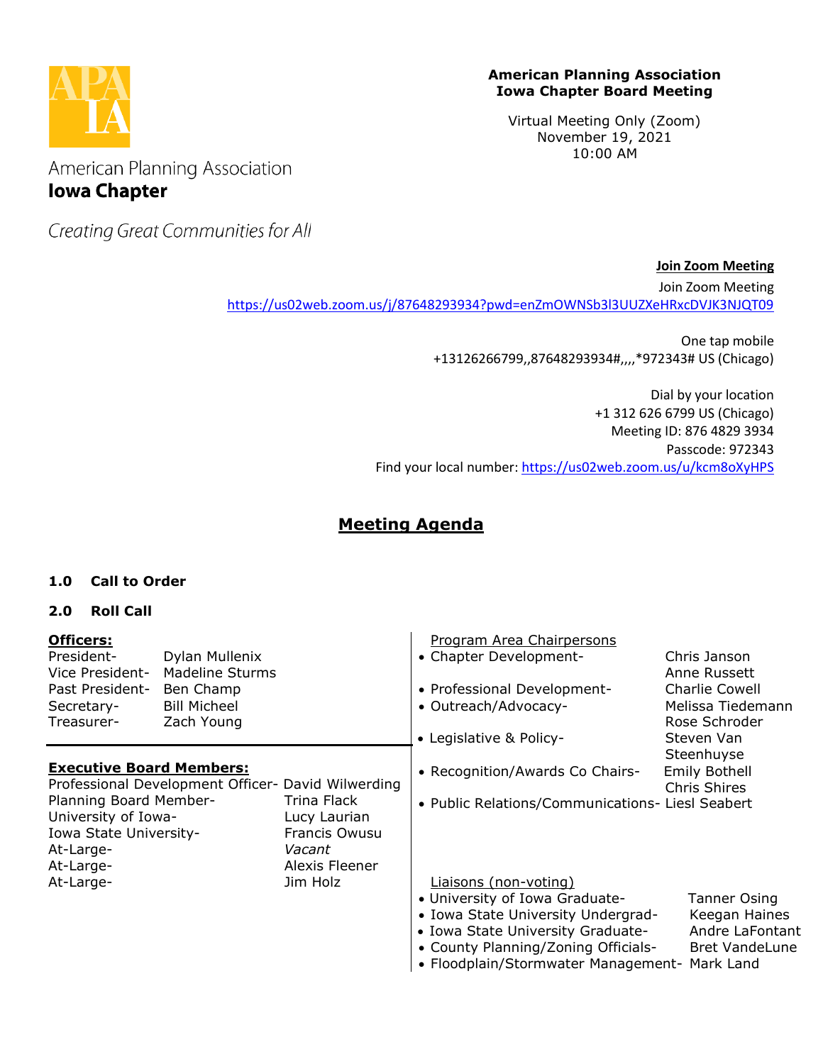American Planning Association
**Iowa Chapter**

*Creating Great Communities for All*

**American Planning Association**
**Iowa Chapter Board Meeting**

Virtual Meeting Only (Zoom)
November 19, 2021
10:00 AM

**Join Zoom Meeting**

Join Zoom Meeting
https://us02web.zoom.us/j/87648293934?pwd=enZmOWNSb3l3UUZXeHRxcDVJK3NJQT09

One tap mobile
+13126266799,,87648293934#,,,,*972343# US (Chicago)

Dial by your location
+1 312 626 6799 US (Chicago)
Meeting ID: 876 4829 3934
Passcode: 972343
Find your local number: https://us02web.zoom.us/u/kcm8oXyHPS

## Meeting Agenda

**1.0 Call to Order**

**2.0 Roll Call**

**Officers:**

| | |
|---|---|
| President- | Dylan Mullenix |
| Vice President- | Madeline Sturms |
| Past President- | Ben Champ |
| Secretary- | Bill Micheel |
| Treasurer- | Zach Young |

**Executive Board Members:**

| | |
|---|---|
| Professional Development Officer- | David Wilwerding |
| Planning Board Member- | Trina Flack |
| University of Iowa- | Lucy Laurian |
| Iowa State University- | Francis Owusu |
| At-Large- | *Vacant* |
| At-Large- | Alexis Fleener |
| At-Large- | Jim Holz |

Program Area Chairpersons

- Chapter Development- Chris Janson, Anne Russett
- Professional Development- Charlie Cowell
- Outreach/Advocacy- Melissa Tiedemann, Rose Schroder
- Legislative & Policy- Steven Van Steenhuyse
- Recognition/Awards Co Chairs- Emily Bothell, Chris Shires
- Public Relations/Communications- Liesl Seabert

Liaisons (non-voting)

- University of Iowa Graduate- Tanner Osing
- Iowa State University Undergrad- Keegan Haines
- Iowa State University Graduate- Andre LaFontant
- County Planning/Zoning Officials- Bret VandeLune
- Floodplain/Stormwater Management- Mark Land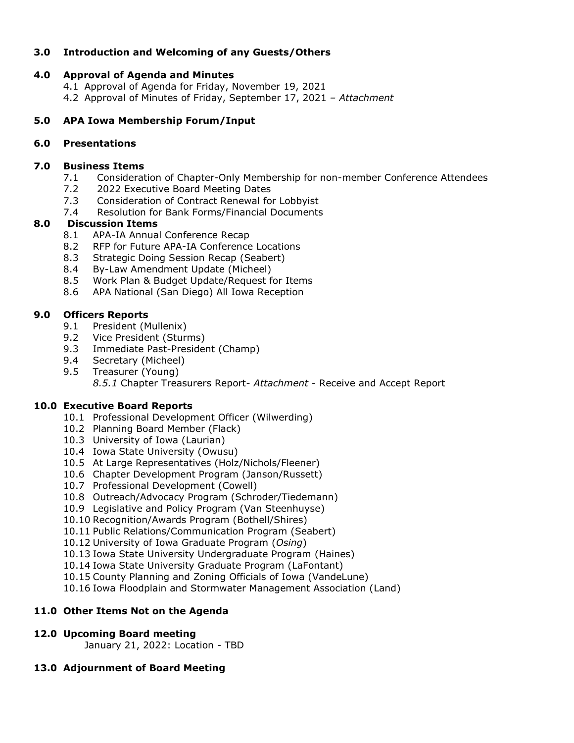**3.0 Introduction and Welcoming of any Guests/Others**

**4.0 Approval of Agenda and Minutes**

4.1 Approval of Agenda for Friday, November 19, 2021
4.2 Approval of Minutes of Friday, September 17, 2021 – *Attachment*

**5.0 APA Iowa Membership Forum/Input**

**6.0 Presentations**

**7.0 Business Items**

7.1 Consideration of Chapter-Only Membership for non-member Conference Attendees
7.2 2022 Executive Board Meeting Dates
7.3 Consideration of Contract Renewal for Lobbyist
7.4 Resolution for Bank Forms/Financial Documents

**8.0 Discussion Items**

8.1 APA-IA Annual Conference Recap
8.2 RFP for Future APA-IA Conference Locations
8.3 Strategic Doing Session Recap (Seabert)
8.4 By-Law Amendment Update (Micheel)
8.5 Work Plan & Budget Update/Request for Items
8.6 APA National (San Diego) All Iowa Reception

**9.0 Officers Reports**

9.1 President (Mullenix)
9.2 Vice President (Sturms)
9.3 Immediate Past-President (Champ)
9.4 Secretary (Micheel)
9.5 Treasurer (Young)
*8.5.1* Chapter Treasurers Report- *Attachment* - Receive and Accept Report

**10.0 Executive Board Reports**

10.1 Professional Development Officer (Wilwerding)
10.2 Planning Board Member (Flack)
10.3 University of Iowa (Laurian)
10.4 Iowa State University (Owusu)
10.5 At Large Representatives (Holz/Nichols/Fleener)
10.6 Chapter Development Program (Janson/Russett)
10.7 Professional Development (Cowell)
10.8 Outreach/Advocacy Program (Schroder/Tiedemann)
10.9 Legislative and Policy Program (Van Steenhuyse)
10.10 Recognition/Awards Program (Bothell/Shires)
10.11 Public Relations/Communication Program (Seabert)
10.12 University of Iowa Graduate Program (*Osing*)
10.13 Iowa State University Undergraduate Program (Haines)
10.14 Iowa State University Graduate Program (LaFontant)
10.15 County Planning and Zoning Officials of Iowa (VandeLune)
10.16 Iowa Floodplain and Stormwater Management Association (Land)

**11.0 Other Items Not on the Agenda**

**12.0 Upcoming Board meeting**

January 21, 2022: Location - TBD

**13.0 Adjournment of Board Meeting**